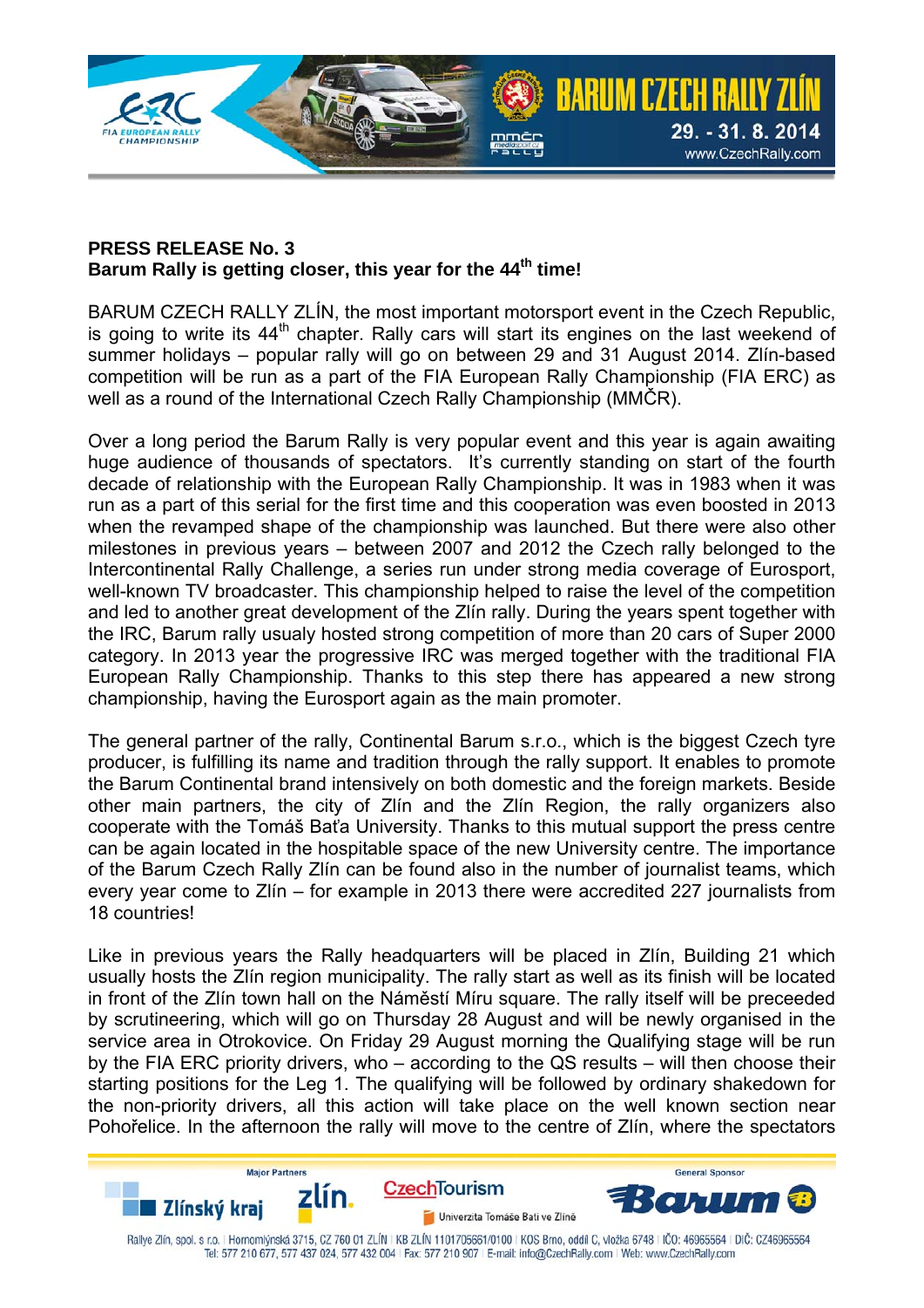**PRESS RELEASE No. 3**
**Barum Rally is getting closer, this year for the 44th time!**

BARUM CZECH RALLY ZLÍN, the most important motorsport event in the Czech Republic, is going to write its 44th chapter. Rally cars will start its engines on the last weekend of summer holidays – popular rally will go on between 29 and 31 August 2014. Zlín-based competition will be run as a part of the FIA European Rally Championship (FIA ERC) as well as a round of the International Czech Rally Championship (MMČR).

Over a long period the Barum Rally is very popular event and this year is again awaiting huge audience of thousands of spectators. It's currently standing on start of the fourth decade of relationship with the European Rally Championship. It was in 1983 when it was run as a part of this serial for the first time and this cooperation was even boosted in 2013 when the revamped shape of the championship was launched. But there were also other milestones in previous years – between 2007 and 2012 the Czech rally belonged to the Intercontinental Rally Challenge, a series run under strong media coverage of Eurosport, well-known TV broadcaster. This championship helped to raise the level of the competition and led to another great development of the Zlín rally. During the years spent together with the IRC, Barum rally usualy hosted strong competition of more than 20 cars of Super 2000 category. In 2013 year the progressive IRC was merged together with the traditional FIA European Rally Championship. Thanks to this step there has appeared a new strong championship, having the Eurosport again as the main promoter.

The general partner of the rally, Continental Barum s.r.o., which is the biggest Czech tyre producer, is fulfilling its name and tradition through the rally support. It enables to promote the Barum Continental brand intensively on both domestic and the foreign markets. Beside other main partners, the city of Zlín and the Zlín Region, the rally organizers also cooperate with the Tomáš Baťa University. Thanks to this mutual support the press centre can be again located in the hospitable space of the new University centre. The importance of the Barum Czech Rally Zlín can be found also in the number of journalist teams, which every year come to Zlín – for example in 2013 there were accredited 227 journalists from 18 countries!

Like in previous years the Rally headquarters will be placed in Zlín, Building 21 which usually hosts the Zlín region municipality. The rally start as well as its finish will be located in front of the Zlín town hall on the Náměstí Míru square. The rally itself will be preceeded by scrutineering, which will go on Thursday 28 August and will be newly organised in the service area in Otrokovice. On Friday 29 August morning the Qualifying stage will be run by the FIA ERC priority drivers, who – according to the QS results – will then choose their starting positions for the Leg 1. The qualifying will be followed by ordinary shakedown for the non-priority drivers, all this action will take place on the well known section near Pohořelice. In the afternoon the rally will move to the centre of Zlín, where the spectators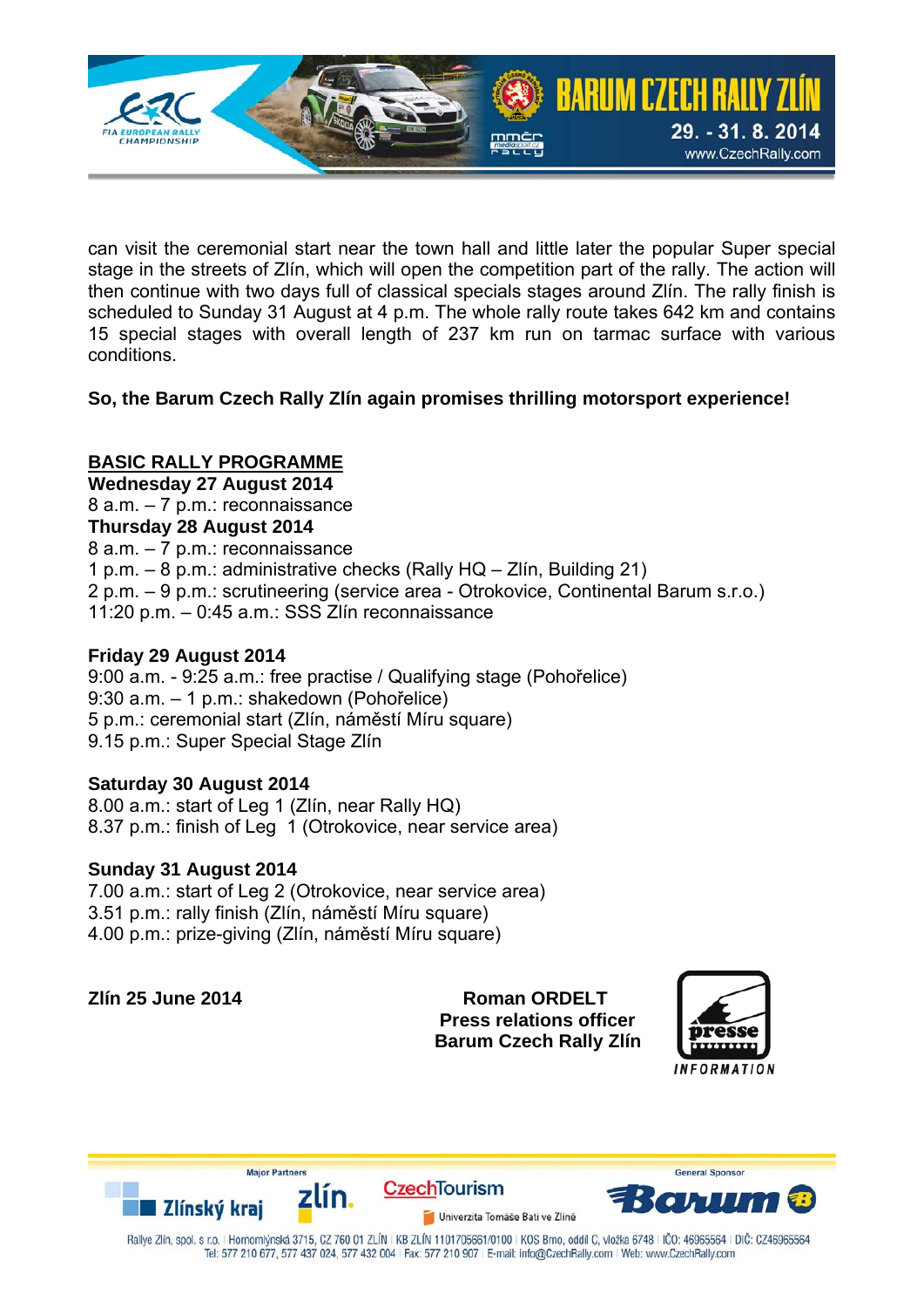can visit the ceremonial start near the town hall and little later the popular Super special stage in the streets of Zlín, which will open the competition part of the rally. The action will then continue with two days full of classical specials stages around Zlín. The rally finish is scheduled to Sunday 31 August at 4 p.m. The whole rally route takes 642 km and contains 15 special stages with overall length of 237 km run on tarmac surface with various conditions.

**So, the Barum Czech Rally Zlín again promises thrilling motorsport experience!**

**BASIC RALLY PROGRAMME**

**Wednesday 27 August 2014**
8 a.m. – 7 p.m.: reconnaissance

**Thursday 28 August 2014**
8 a.m. – 7 p.m.: reconnaissance
1 p.m. – 8 p.m.: administrative checks (Rally HQ – Zlín, Building 21)
2 p.m. – 9 p.m.: scrutineering (service area - Otrokovice, Continental Barum s.r.o.)
11:20 p.m. – 0:45 a.m.: SSS Zlín reconnaissance

**Friday 29 August 2014**
9:00 a.m. - 9:25 a.m.: free practise / Qualifying stage (Pohořelice)
9:30 a.m. – 1 p.m.: shakedown (Pohořelice)
5 p.m.: ceremonial start (Zlín, náměstí Míru square)
9.15 p.m.: Super Special Stage Zlín

**Saturday 30 August 2014**
8.00 a.m.: start of Leg 1 (Zlín, near Rally HQ)
8.37 p.m.: finish of Leg 1 (Otrokovice, near service area)

**Sunday 31 August 2014**
7.00 a.m.: start of Leg 2 (Otrokovice, near service area)
3.51 p.m.: rally finish (Zlín, náměstí Míru square)
4.00 p.m.: prize-giving (Zlín, náměstí Míru square)

**Zlín 25 June 2014**

**Roman ORDELT**
**Press relations officer**
**Barum Czech Rally Zlín**

Rallye Zlín, spol. s r.o. | Hornomlýnská 3715, CZ 760 01 ZLÍN | KB ZLÍN 1101705661/0100 | KOS Brno, oddíl C, vložka 6748 | IČO: 46965564 | DIČ: CZ46965564
Tel: 577 210 677, 577 437 024, 577 432 004 | Fax: 577 210 907 | E-mail: info@CzechRally.com | Web: www.CzechRally.com